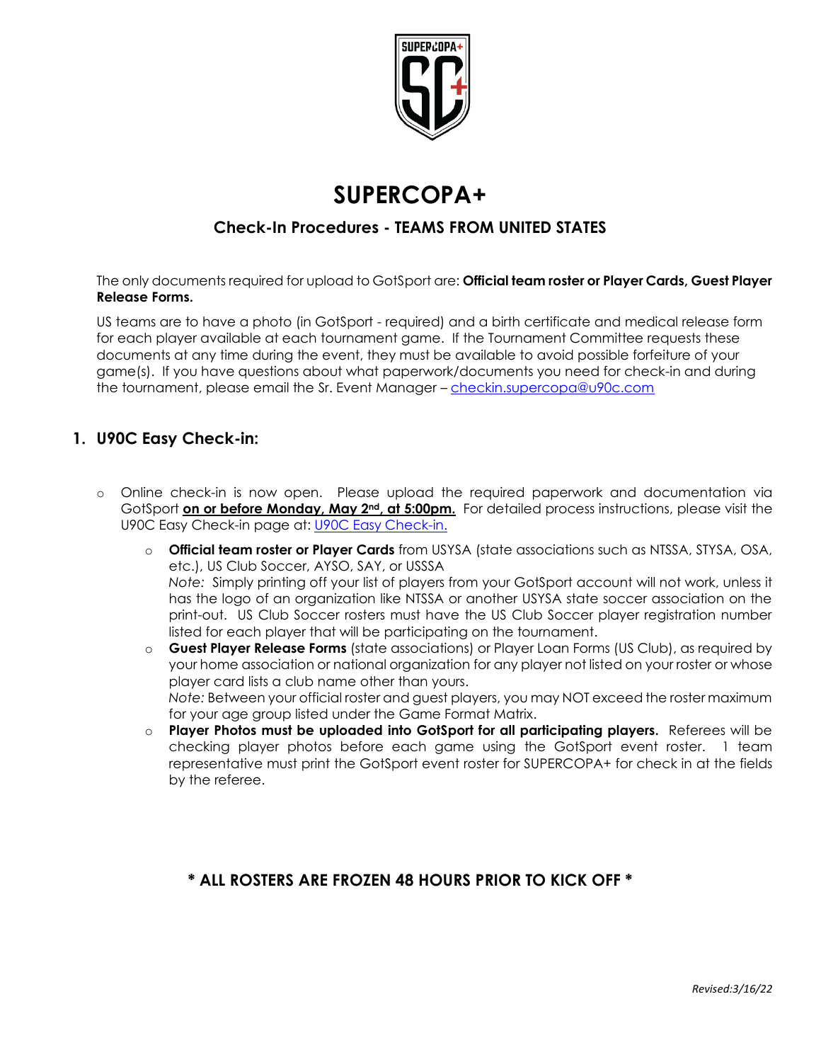# SUPERCOPA+

## Check-In Procedures - TEAMS FROM UNITED STATES

The only documents required for upload to GotSport are: **Official team roster or Player Cards, Guest Player Release Forms.**

US teams are to have a photo (in GotSport - required) and a birth certificate and medical release form for each player available at each tournament game. If the Tournament Committee requests these documents at any time during the event, they must be available to avoid possible forfeiture of your game(s). If you have questions about what paperwork/documents you need for check-in and during the tournament, please email the Sr. Event Manager – [checkin.supercopa@u90c.com](mailto:checkin.supercopa@u90c.com)

### 1. U90C Easy Check-in:

- Online check-in is now open. Please upload the required paperwork and documentation via GotSport **on or before Monday, May 2nd, at 5:00pm.** For detailed process instructions, please visit the U90C Easy Check-in page at: U90C Easy Check-in.
  - **Official team roster or Player Cards** from USYSA (state associations such as NTSSA, STYSA, OSA, etc.), US Club Soccer, AYSO, SAY, or USSSA
    *Note:* Simply printing off your list of players from your GotSport account will not work, unless it has the logo of an organization like NTSSA or another USYSA state soccer association on the print-out. US Club Soccer rosters must have the US Club Soccer player registration number listed for each player that will be participating on the tournament.
  - **Guest Player Release Forms** (state associations) or Player Loan Forms (US Club), as required by your home association or national organization for any player not listed on your roster or whose player card lists a club name other than yours.
    *Note:* Between your official roster and guest players, you may NOT exceed the roster maximum for your age group listed under the Game Format Matrix.
  - **Player Photos must be uploaded into GotSport for all participating players.** Referees will be checking player photos before each game using the GotSport event roster. 1 team representative must print the GotSport event roster for SUPERCOPA+ for check in at the fields by the referee.

**\* ALL ROSTERS ARE FROZEN 48 HOURS PRIOR TO KICK OFF \***

*Revised:3/16/22*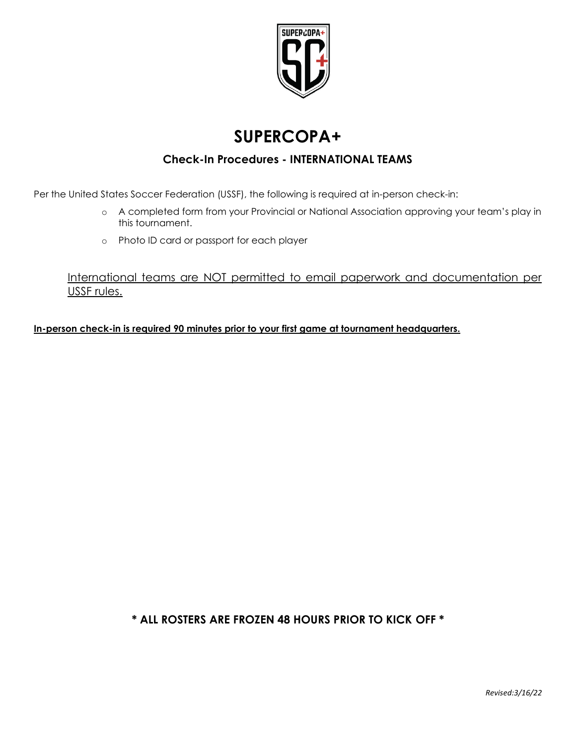# SUPERCOPA+

### Check-In Procedures - INTERNATIONAL TEAMS

Per the United States Soccer Federation (USSF), the following is required at in-person check-in:

- A completed form from your Provincial or National Association approving your team's play in this tournament.
- Photo ID card or passport for each player

International teams are NOT permitted to email paperwork and documentation per USSF rules.

**In-person check-in is required 90 minutes prior to your first game at tournament headquarters.**

**\* ALL ROSTERS ARE FROZEN 48 HOURS PRIOR TO KICK OFF \***

*Revised:3/16/22*